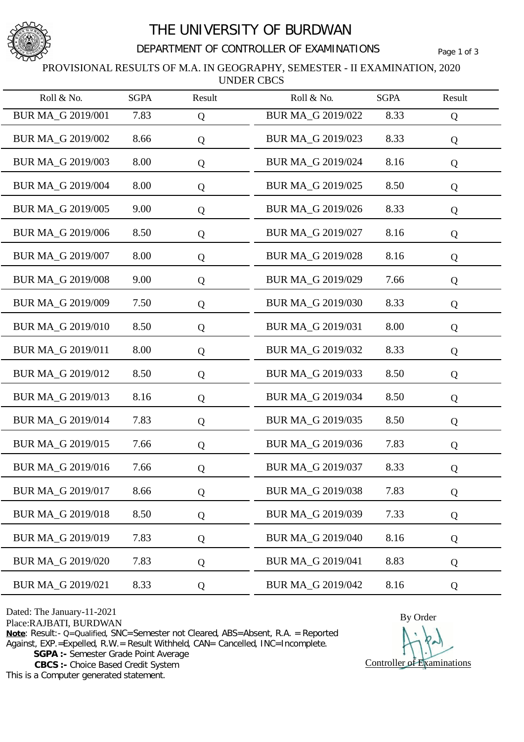# THE UNIVERSITY OF BURDWAN

## DEPARTMENT OF CONTROLLER OF EXAMINATIONS

### PROVISIONAL RESULTS OF M.A. IN GEOGRAPHY, SEMESTER - II EXAMINATION, 2020 UNDER CBCS

| Roll & No. | SGPA | Result | Roll & No. | SGPA | Result |
|---|---|---|---|---|---|
| BUR MA_G 2019/001 | 7.83 | Q | BUR MA_G 2019/022 | 8.33 | Q |
| BUR MA_G 2019/002 | 8.66 | Q | BUR MA_G 2019/023 | 8.33 | Q |
| BUR MA_G 2019/003 | 8.00 | Q | BUR MA_G 2019/024 | 8.16 | Q |
| BUR MA_G 2019/004 | 8.00 | Q | BUR MA_G 2019/025 | 8.50 | Q |
| BUR MA_G 2019/005 | 9.00 | Q | BUR MA_G 2019/026 | 8.33 | Q |
| BUR MA_G 2019/006 | 8.50 | Q | BUR MA_G 2019/027 | 8.16 | Q |
| BUR MA_G 2019/007 | 8.00 | Q | BUR MA_G 2019/028 | 8.16 | Q |
| BUR MA_G 2019/008 | 9.00 | Q | BUR MA_G 2019/029 | 7.66 | Q |
| BUR MA_G 2019/009 | 7.50 | Q | BUR MA_G 2019/030 | 8.33 | Q |
| BUR MA_G 2019/010 | 8.50 | Q | BUR MA_G 2019/031 | 8.00 | Q |
| BUR MA_G 2019/011 | 8.00 | Q | BUR MA_G 2019/032 | 8.33 | Q |
| BUR MA_G 2019/012 | 8.50 | Q | BUR MA_G 2019/033 | 8.50 | Q |
| BUR MA_G 2019/013 | 8.16 | Q | BUR MA_G 2019/034 | 8.50 | Q |
| BUR MA_G 2019/014 | 7.83 | Q | BUR MA_G 2019/035 | 8.50 | Q |
| BUR MA_G 2019/015 | 7.66 | Q | BUR MA_G 2019/036 | 7.83 | Q |
| BUR MA_G 2019/016 | 7.66 | Q | BUR MA_G 2019/037 | 8.33 | Q |
| BUR MA_G 2019/017 | 8.66 | Q | BUR MA_G 2019/038 | 7.83 | Q |
| BUR MA_G 2019/018 | 8.50 | Q | BUR MA_G 2019/039 | 7.33 | Q |
| BUR MA_G 2019/019 | 7.83 | Q | BUR MA_G 2019/040 | 8.16 | Q |
| BUR MA_G 2019/020 | 7.83 | Q | BUR MA_G 2019/041 | 8.83 | Q |
| BUR MA_G 2019/021 | 8.33 | Q | BUR MA_G 2019/042 | 8.16 | Q |

Dated: The January-11-2021
Place:RAJBATI, BURDWAN

**Note**: Result:- Q=Qualified, SNC=Semester not Cleared, ABS=Absent, R.A. = Reported Against, EXP.=Expelled, R.W.= Result Withheld, CAN= Cancelled, INC=Incomplete.

**SGPA :-** Semester Grade Point Average
**CBCS :-** Choice Based Credit System

This is a Computer generated statement.

By Order

Controller of Examinations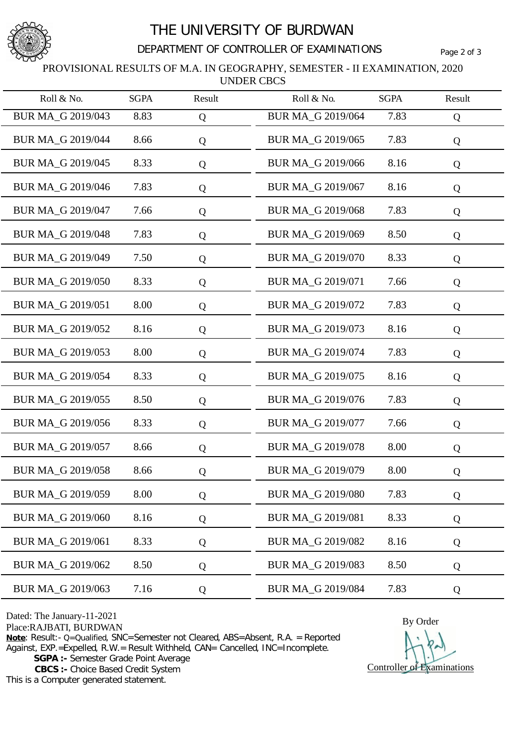# THE UNIVERSITY OF BURDWAN

## DEPARTMENT OF CONTROLLER OF EXAMINATIONS

PROVISIONAL RESULTS OF M.A. IN GEOGRAPHY, SEMESTER - II EXAMINATION, 2020
UNDER CBCS

| Roll & No. | SGPA | Result | Roll & No. | SGPA | Result |
|---|---|---|---|---|---|
| BUR MA_G 2019/043 | 8.83 | Q | BUR MA_G 2019/064 | 7.83 | Q |
| BUR MA_G 2019/044 | 8.66 | Q | BUR MA_G 2019/065 | 7.83 | Q |
| BUR MA_G 2019/045 | 8.33 | Q | BUR MA_G 2019/066 | 8.16 | Q |
| BUR MA_G 2019/046 | 7.83 | Q | BUR MA_G 2019/067 | 8.16 | Q |
| BUR MA_G 2019/047 | 7.66 | Q | BUR MA_G 2019/068 | 7.83 | Q |
| BUR MA_G 2019/048 | 7.83 | Q | BUR MA_G 2019/069 | 8.50 | Q |
| BUR MA_G 2019/049 | 7.50 | Q | BUR MA_G 2019/070 | 8.33 | Q |
| BUR MA_G 2019/050 | 8.33 | Q | BUR MA_G 2019/071 | 7.66 | Q |
| BUR MA_G 2019/051 | 8.00 | Q | BUR MA_G 2019/072 | 7.83 | Q |
| BUR MA_G 2019/052 | 8.16 | Q | BUR MA_G 2019/073 | 8.16 | Q |
| BUR MA_G 2019/053 | 8.00 | Q | BUR MA_G 2019/074 | 7.83 | Q |
| BUR MA_G 2019/054 | 8.33 | Q | BUR MA_G 2019/075 | 8.16 | Q |
| BUR MA_G 2019/055 | 8.50 | Q | BUR MA_G 2019/076 | 7.83 | Q |
| BUR MA_G 2019/056 | 8.33 | Q | BUR MA_G 2019/077 | 7.66 | Q |
| BUR MA_G 2019/057 | 8.66 | Q | BUR MA_G 2019/078 | 8.00 | Q |
| BUR MA_G 2019/058 | 8.66 | Q | BUR MA_G 2019/079 | 8.00 | Q |
| BUR MA_G 2019/059 | 8.00 | Q | BUR MA_G 2019/080 | 7.83 | Q |
| BUR MA_G 2019/060 | 8.16 | Q | BUR MA_G 2019/081 | 8.33 | Q |
| BUR MA_G 2019/061 | 8.33 | Q | BUR MA_G 2019/082 | 8.16 | Q |
| BUR MA_G 2019/062 | 8.50 | Q | BUR MA_G 2019/083 | 8.50 | Q |
| BUR MA_G 2019/063 | 7.16 | Q | BUR MA_G 2019/084 | 7.83 | Q |

Dated: The January-11-2021
Place:RAJBATI, BURDWAN

**Note**: Result:- Q=Qualified, SNC=Semester not Cleared, ABS=Absent, R.A. = Reported Against, EXP.=Expelled, R.W.= Result Withheld, CAN= Cancelled, INC=Incomplete.

**SGPA :-** Semester Grade Point Average
**CBCS :-** Choice Based Credit System

This is a Computer generated statement.

By Order

Controller of Examinations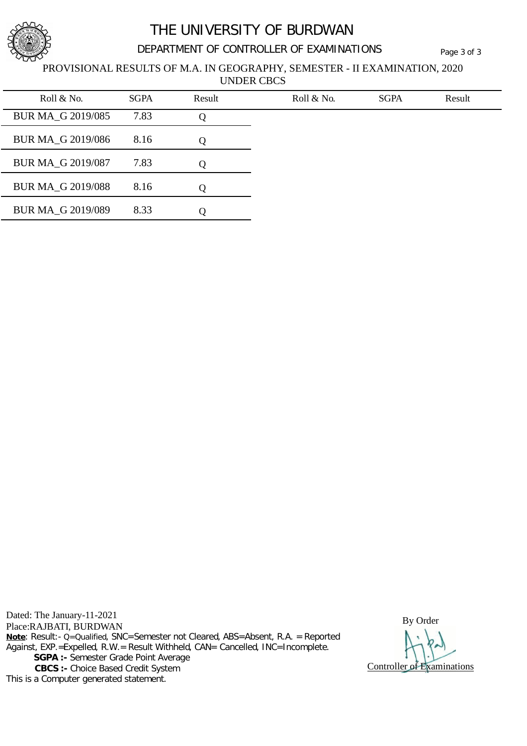# THE UNIVERSITY OF BURDWAN

## DEPARTMENT OF CONTROLLER OF EXAMINATIONS

PROVISIONAL RESULTS OF M.A. IN GEOGRAPHY, SEMESTER - II EXAMINATION, 2020
UNDER CBCS

| Roll & No. | SGPA | Result | Roll & No. | SGPA | Result |
|---|---|---|---|---|---|
| BUR MA_G 2019/085 | 7.83 | Q | | | |
| BUR MA_G 2019/086 | 8.16 | Q | | | |
| BUR MA_G 2019/087 | 7.83 | Q | | | |
| BUR MA_G 2019/088 | 8.16 | Q | | | |
| BUR MA_G 2019/089 | 8.33 | Q | | | |

Dated: The January-11-2021
Place:RAJBATI, BURDWAN

**Note**: Result:- Q=Qualified, SNC=Semester not Cleared, ABS=Absent, R.A. = Reported Against, EXP.=Expelled, R.W.= Result Withheld, CAN= Cancelled, INC=Incomplete.

**SGPA :-** Semester Grade Point Average
**CBCS :-** Choice Based Credit System

This is a Computer generated statement.

By Order

Controller of Examinations